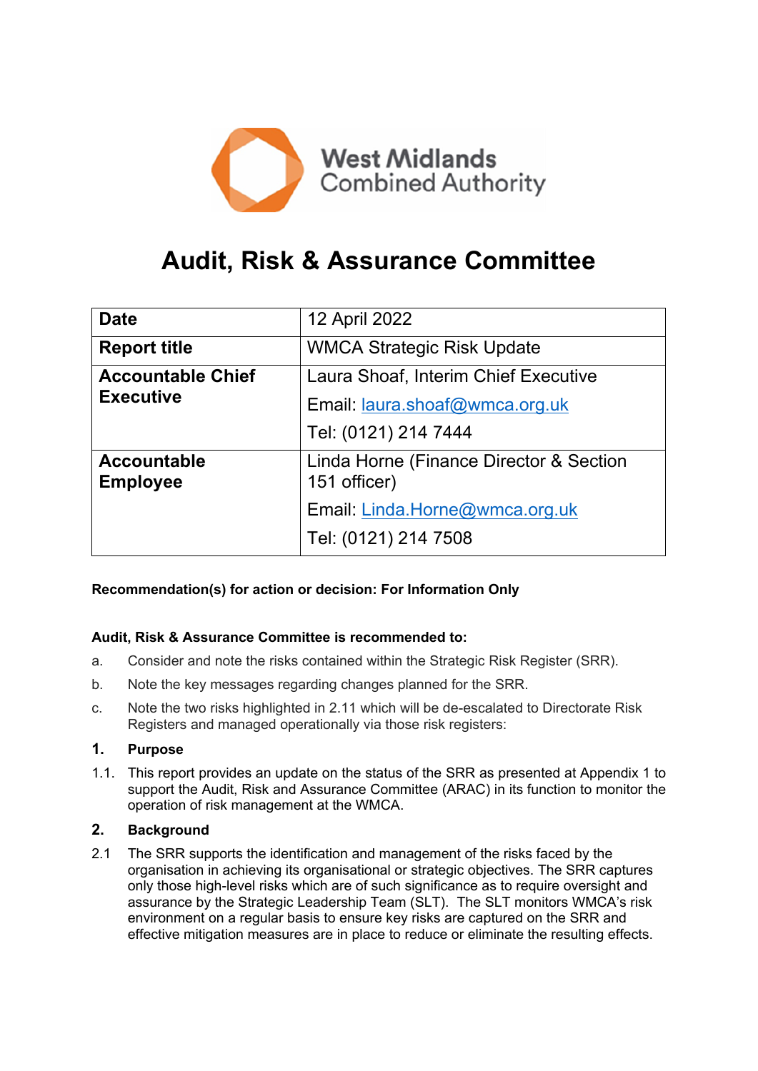West Midlands Combined Authority

# Audit, Risk & Assurance Committee

| Date | 12 April 2022 |
|---|---|
| Report title | WMCA Strategic Risk Update |
| Accountable Chief Executive | Laura Shoaf, Interim Chief Executive<br>Email: laura.shoaf@wmca.org.uk<br>Tel: (0121) 214 7444 |
| Accountable Employee | Linda Horne (Finance Director & Section 151 officer)<br>Email: Linda.Horne@wmca.org.uk<br>Tel: (0121) 214 7508 |

**Recommendation(s) for action or decision: For Information Only**

**Audit, Risk & Assurance Committee is recommended to:**

a. Consider and note the risks contained within the Strategic Risk Register (SRR).

b. Note the key messages regarding changes planned for the SRR.

c. Note the two risks highlighted in 2.11 which will be de-escalated to Directorate Risk Registers and managed operationally via those risk registers:

## 1. Purpose

1.1. This report provides an update on the status of the SRR as presented at Appendix 1 to support the Audit, Risk and Assurance Committee (ARAC) in its function to monitor the operation of risk management at the WMCA.

## 2. Background

2.1 The SRR supports the identification and management of the risks faced by the organisation in achieving its organisational or strategic objectives. The SRR captures only those high-level risks which are of such significance as to require oversight and assurance by the Strategic Leadership Team (SLT). The SLT monitors WMCA's risk environment on a regular basis to ensure key risks are captured on the SRR and effective mitigation measures are in place to reduce or eliminate the resulting effects.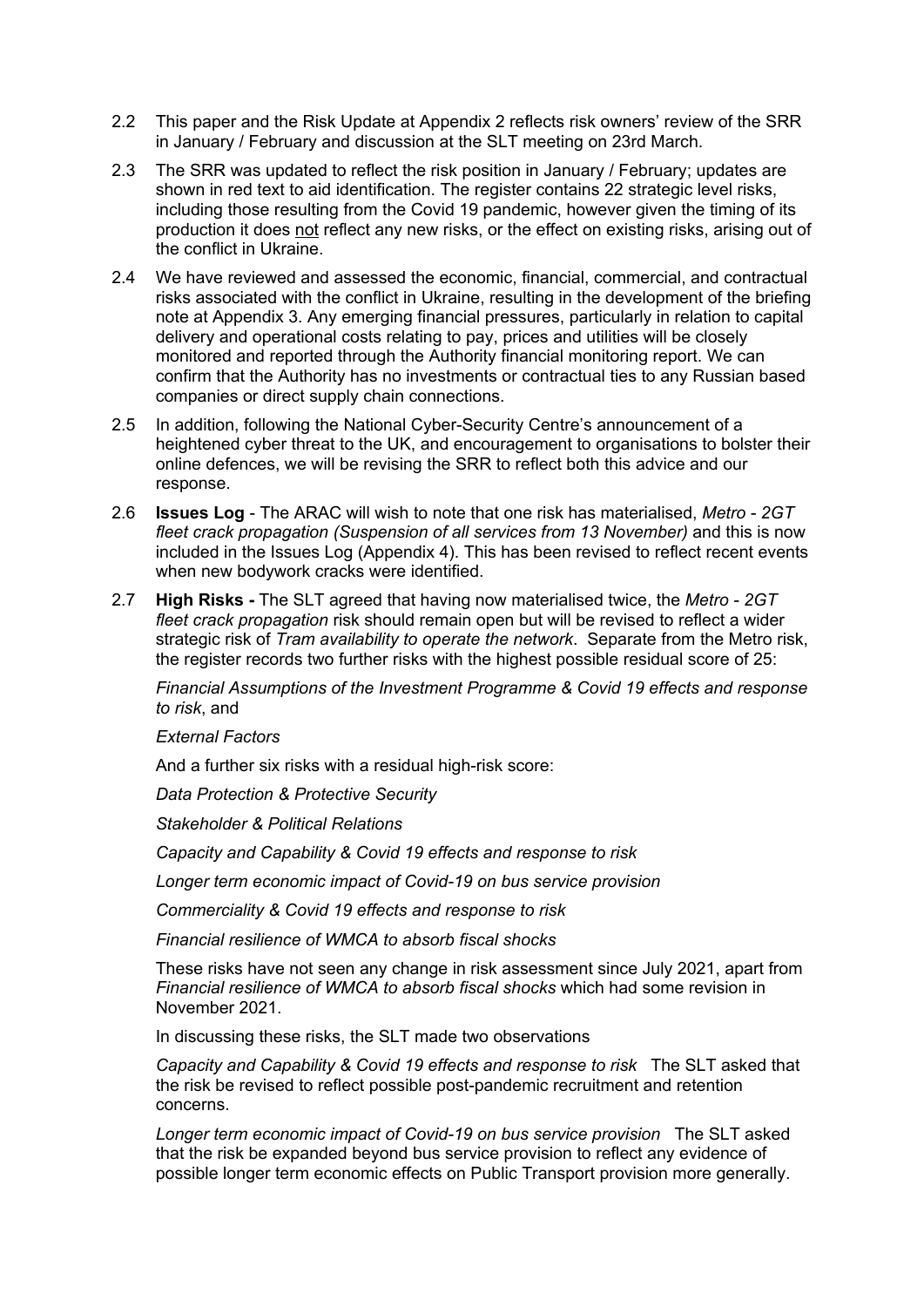2.2 This paper and the Risk Update at Appendix 2 reflects risk owners' review of the SRR in January / February and discussion at the SLT meeting on 23rd March.

2.3 The SRR was updated to reflect the risk position in January / February; updates are shown in red text to aid identification. The register contains 22 strategic level risks, including those resulting from the Covid 19 pandemic, however given the timing of its production it does not reflect any new risks, or the effect on existing risks, arising out of the conflict in Ukraine.

2.4 We have reviewed and assessed the economic, financial, commercial, and contractual risks associated with the conflict in Ukraine, resulting in the development of the briefing note at Appendix 3. Any emerging financial pressures, particularly in relation to capital delivery and operational costs relating to pay, prices and utilities will be closely monitored and reported through the Authority financial monitoring report. We can confirm that the Authority has no investments or contractual ties to any Russian based companies or direct supply chain connections.

2.5 In addition, following the National Cyber-Security Centre's announcement of a heightened cyber threat to the UK, and encouragement to organisations to bolster their online defences, we will be revising the SRR to reflect both this advice and our response.

2.6 **Issues Log** - The ARAC will wish to note that one risk has materialised, *Metro - 2GT fleet crack propagation (Suspension of all services from 13 November)* and this is now included in the Issues Log (Appendix 4). This has been revised to reflect recent events when new bodywork cracks were identified.

2.7 **High Risks -** The SLT agreed that having now materialised twice, the *Metro - 2GT fleet crack propagation* risk should remain open but will be revised to reflect a wider strategic risk of *Tram availability to operate the network*. Separate from the Metro risk, the register records two further risks with the highest possible residual score of 25:

*Financial Assumptions of the Investment Programme & Covid 19 effects and response to risk*, and

*External Factors*

And a further six risks with a residual high-risk score:

*Data Protection & Protective Security*

*Stakeholder & Political Relations*

*Capacity and Capability & Covid 19 effects and response to risk*

*Longer term economic impact of Covid-19 on bus service provision*

*Commerciality & Covid 19 effects and response to risk*

*Financial resilience of WMCA to absorb fiscal shocks*

These risks have not seen any change in risk assessment since July 2021, apart from *Financial resilience of WMCA to absorb fiscal shocks* which had some revision in November 2021.

In discussing these risks, the SLT made two observations

*Capacity and Capability & Covid 19 effects and response to risk* The SLT asked that the risk be revised to reflect possible post-pandemic recruitment and retention concerns.

*Longer term economic impact of Covid-19 on bus service provision* The SLT asked that the risk be expanded beyond bus service provision to reflect any evidence of possible longer term economic effects on Public Transport provision more generally.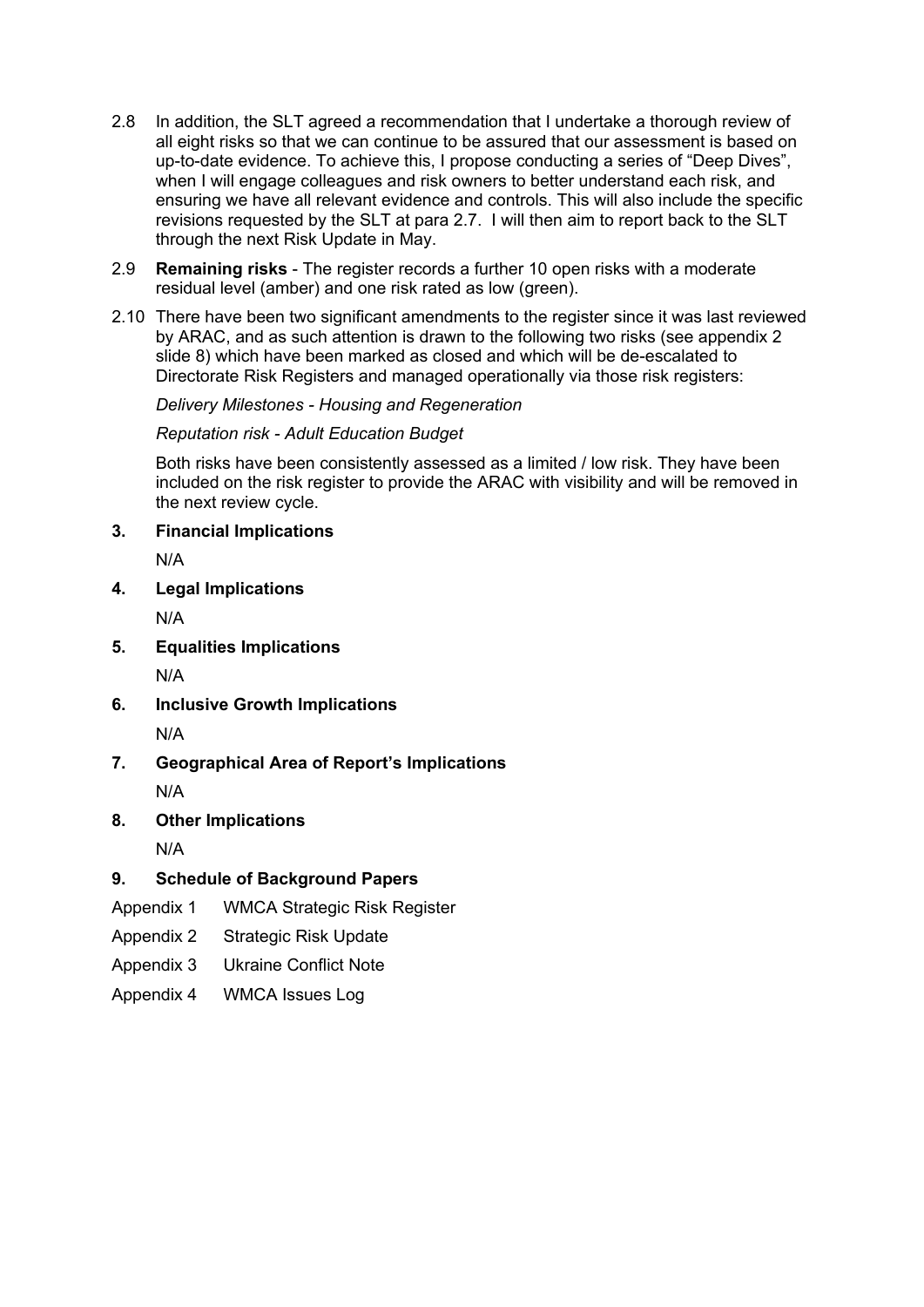2.8 In addition, the SLT agreed a recommendation that I undertake a thorough review of all eight risks so that we can continue to be assured that our assessment is based on up-to-date evidence. To achieve this, I propose conducting a series of "Deep Dives", when I will engage colleagues and risk owners to better understand each risk, and ensuring we have all relevant evidence and controls. This will also include the specific revisions requested by the SLT at para 2.7. I will then aim to report back to the SLT through the next Risk Update in May.

2.9 **Remaining risks** - The register records a further 10 open risks with a moderate residual level (amber) and one risk rated as low (green).

2.10 There have been two significant amendments to the register since it was last reviewed by ARAC, and as such attention is drawn to the following two risks (see appendix 2 slide 8) which have been marked as closed and which will be de-escalated to Directorate Risk Registers and managed operationally via those risk registers:

*Delivery Milestones - Housing and Regeneration*

*Reputation risk - Adult Education Budget*

Both risks have been consistently assessed as a limited / low risk. They have been included on the risk register to provide the ARAC with visibility and will be removed in the next review cycle.

## 3. Financial Implications

N/A

## 4. Legal Implications

N/A

## 5. Equalities Implications

N/A

## 6. Inclusive Growth Implications

N/A

## 7. Geographical Area of Report's Implications

N/A

## 8. Other Implications

N/A

## 9. Schedule of Background Papers

Appendix 1 WMCA Strategic Risk Register

Appendix 2 Strategic Risk Update

Appendix 3 Ukraine Conflict Note

Appendix 4 WMCA Issues Log